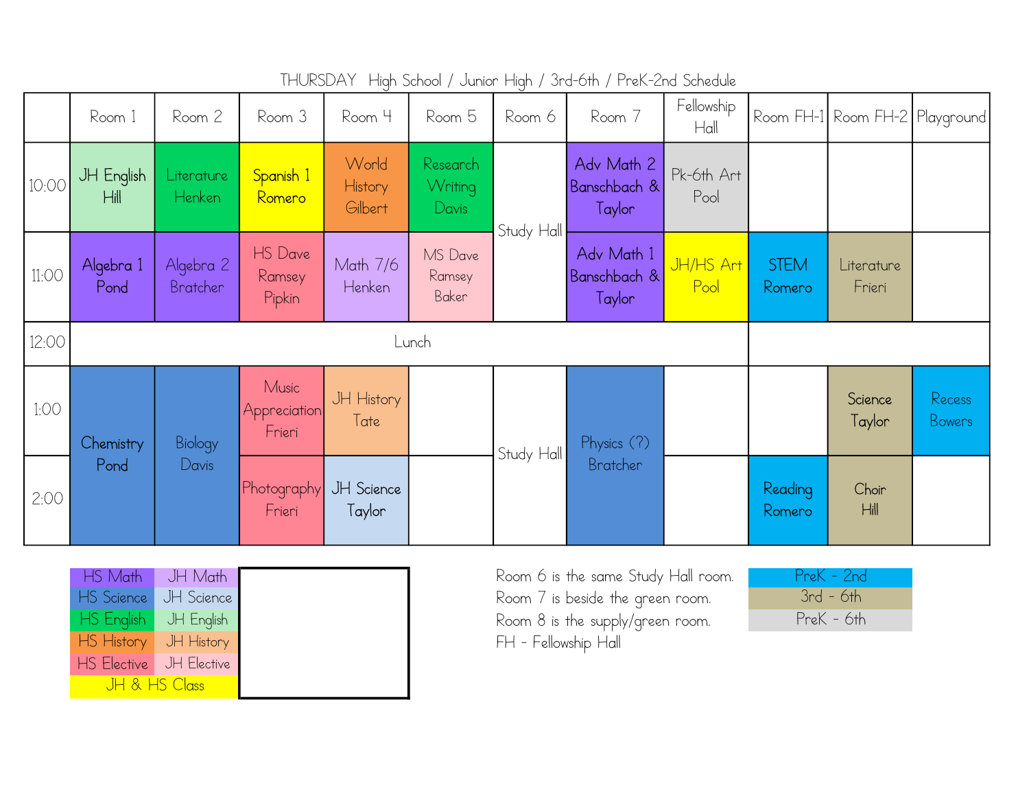THURSDAY High School / Junior High / 3rd-6th / PreK-2nd Schedule

| | Room 1 | Room 2 | Room 3 | Room 4 | Room 5 | Room 6 | Room 7 | Fellowship Hall | Room FH-1 | Room FH-2 | Playground |
|---|---|---|---|---|---|---|---|---|---|---|---|
| 10:00 | JH English Hill | Literature Henken | Spanish 1 Romero | World History Gilbert | Research Writing Davis | Study Hall | Adv Math 2 Banschbach & Taylor | Pk-6th Art Pool | | | |
| 11:00 | Algebra 1 Pond | Algebra 2 Bratcher | HS Dave Ramsey Pipkin | Math 7/6 Henken | MS Dave Ramsey Baker | | Adv Math 1 Banschbach & Taylor | JH/HS Art Pool | STEM Romero | Literature Frieri | |
| 12:00 | Lunch | | | | | | | | | | |
| 1:00 | Chemistry Pond | Biology Davis | Music Appreciation Frieri | JH History Tate | | Study Hall | Physics (?) Bratcher | | | Science Taylor | Recess Bowers |
| 2:00 | | | Photography Frieri | JH Science Taylor | | | | | Reading Romero | Choir Hill | |

| | |
|---|---|
| HS Math | JH Math |
| HS Science | JH Science |
| HS English | JH English |
| HS History | JH History |
| HS Elective | JH Elective |
| JH & HS Class | |

Room 6 is the same Study Hall room.
Room 7 is beside the green room.
Room 8 is the supply/green room.
FH - Fellowship Hall

| |
|---|
| PreK - 2nd |
| 3rd - 6th |
| PreK - 6th |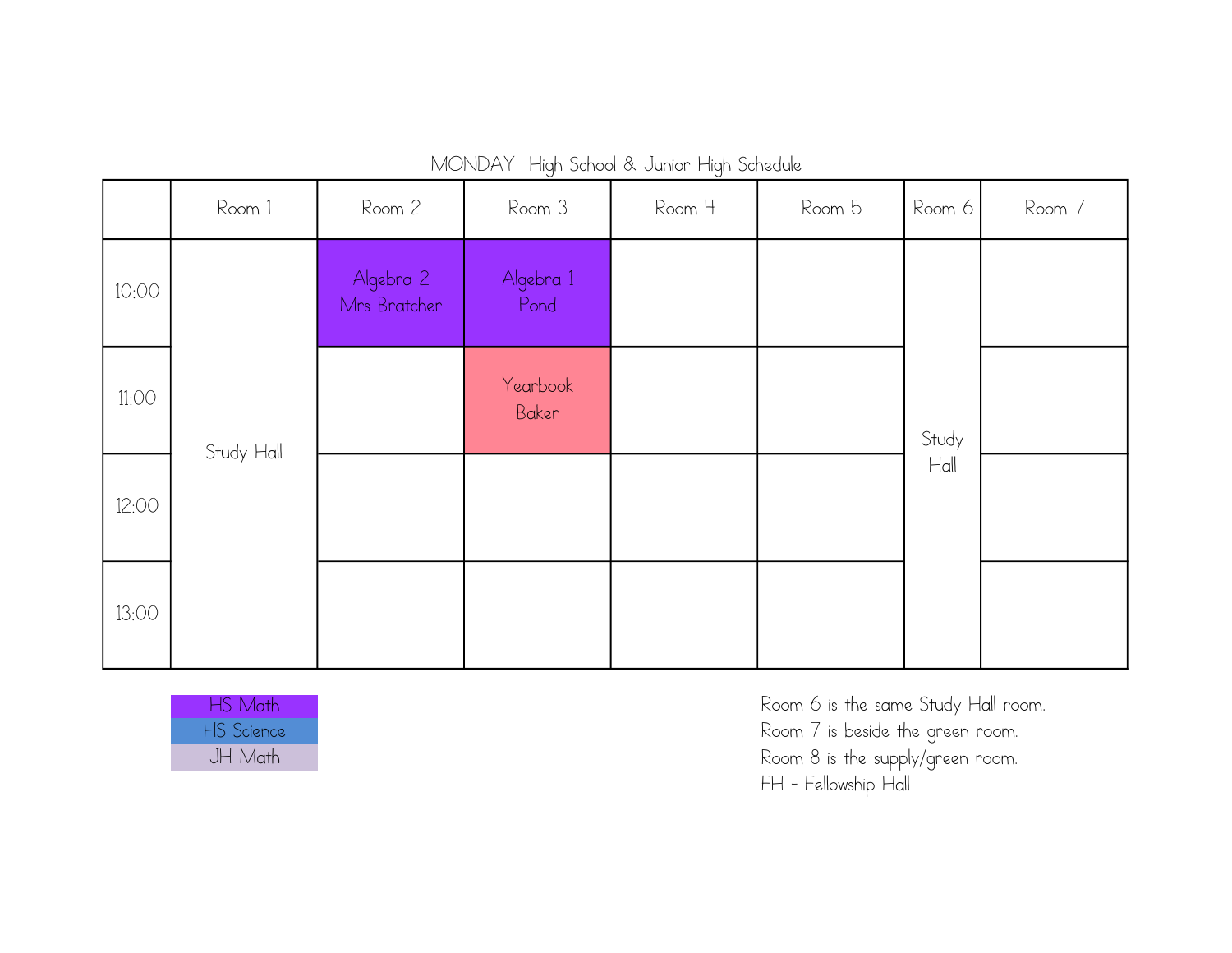MONDAY High School & Junior High Schedule

| | Room 1 | Room 2 | Room 3 | Room 4 | Room 5 | Room 6 | Room 7 |
|---|---|---|---|---|---|---|---|
| 10:00 | Study Hall | Algebra 2 Mrs Bratcher | Algebra 1 Pond | | | Study Hall | |
| 11:00 | | | Yearbook Baker | | | | |
| 12:00 | | | | | | | |
| 13:00 | | | | | | | |

HS Math
HS Science
JH Math

Room 6 is the same Study Hall room.
Room 7 is beside the green room.
Room 8 is the supply/green room.
FH - Fellowship Hall